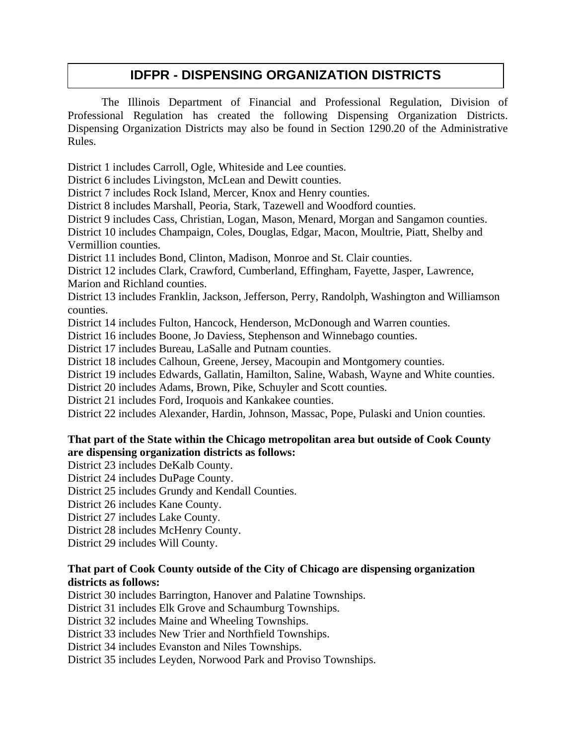# IDFPR - DISPENSING ORGANIZATION DISTRICTS

The Illinois Department of Financial and Professional Regulation, Division of Professional Regulation has created the following Dispensing Organization Districts. Dispensing Organization Districts may also be found in Section 1290.20 of the Administrative Rules.

District 1 includes Carroll, Ogle, Whiteside and Lee counties.
District 6 includes Livingston, McLean and Dewitt counties.
District 7 includes Rock Island, Mercer, Knox and Henry counties.
District 8 includes Marshall, Peoria, Stark, Tazewell and Woodford counties.
District 9 includes Cass, Christian, Logan, Mason, Menard, Morgan and Sangamon counties.
District 10 includes Champaign, Coles, Douglas, Edgar, Macon, Moultrie, Piatt, Shelby and Vermillion counties.
District 11 includes Bond, Clinton, Madison, Monroe and St. Clair counties.
District 12 includes Clark, Crawford, Cumberland, Effingham, Fayette, Jasper, Lawrence, Marion and Richland counties.
District 13 includes Franklin, Jackson, Jefferson, Perry, Randolph, Washington and Williamson counties.
District 14 includes Fulton, Hancock, Henderson, McDonough and Warren counties.
District 16 includes Boone, Jo Daviess, Stephenson and Winnebago counties.
District 17 includes Bureau, LaSalle and Putnam counties.
District 18 includes Calhoun, Greene, Jersey, Macoupin and Montgomery counties.
District 19 includes Edwards, Gallatin, Hamilton, Saline, Wabash, Wayne and White counties.
District 20 includes Adams, Brown, Pike, Schuyler and Scott counties.
District 21 includes Ford, Iroquois and Kankakee counties.
District 22 includes Alexander, Hardin, Johnson, Massac, Pope, Pulaski and Union counties.

**That part of the State within the Chicago metropolitan area but outside of Cook County are dispensing organization districts as follows:**
District 23 includes DeKalb County.
District 24 includes DuPage County.
District 25 includes Grundy and Kendall Counties.
District 26 includes Kane County.
District 27 includes Lake County.
District 28 includes McHenry County.
District 29 includes Will County.

**That part of Cook County outside of the City of Chicago are dispensing organization districts as follows:**
District 30 includes Barrington, Hanover and Palatine Townships.
District 31 includes Elk Grove and Schaumburg Townships.
District 32 includes Maine and Wheeling Townships.
District 33 includes New Trier and Northfield Townships.
District 34 includes Evanston and Niles Townships.
District 35 includes Leyden, Norwood Park and Proviso Townships.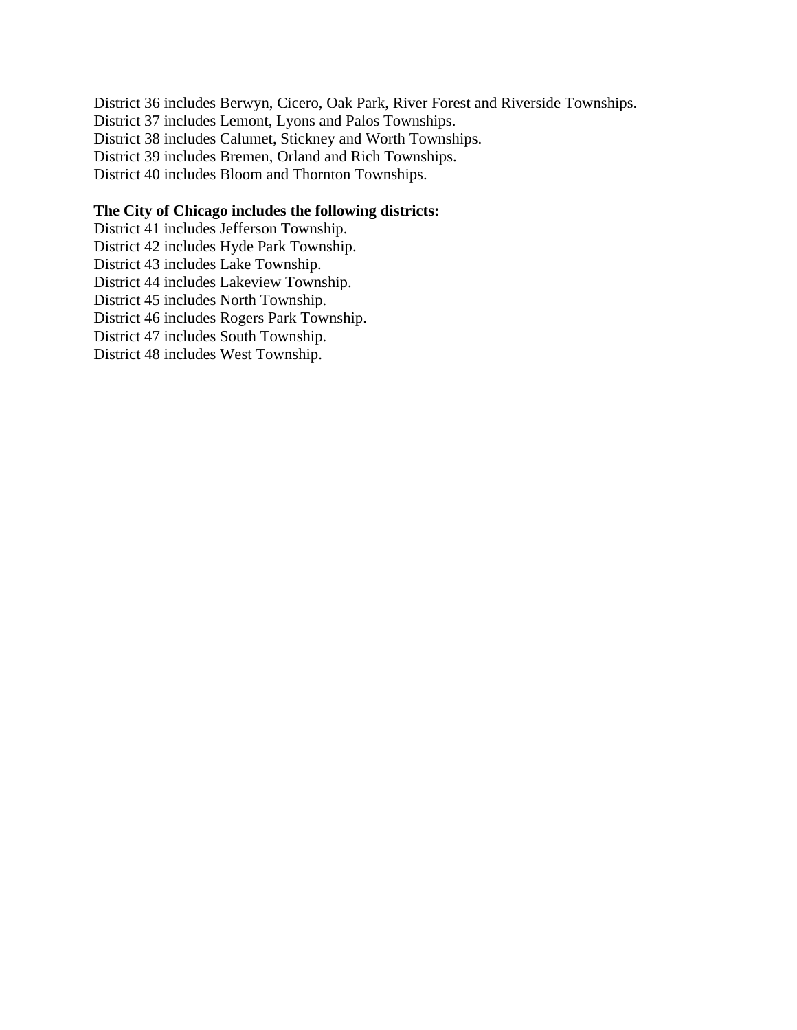District 36 includes Berwyn, Cicero, Oak Park, River Forest and Riverside Townships.
District 37 includes Lemont, Lyons and Palos Townships.
District 38 includes Calumet, Stickney and Worth Townships.
District 39 includes Bremen, Orland and Rich Townships.
District 40 includes Bloom and Thornton Townships.

**The City of Chicago includes the following districts:**
District 41 includes Jefferson Township.
District 42 includes Hyde Park Township.
District 43 includes Lake Township.
District 44 includes Lakeview Township.
District 45 includes North Township.
District 46 includes Rogers Park Township.
District 47 includes South Township.
District 48 includes West Township.